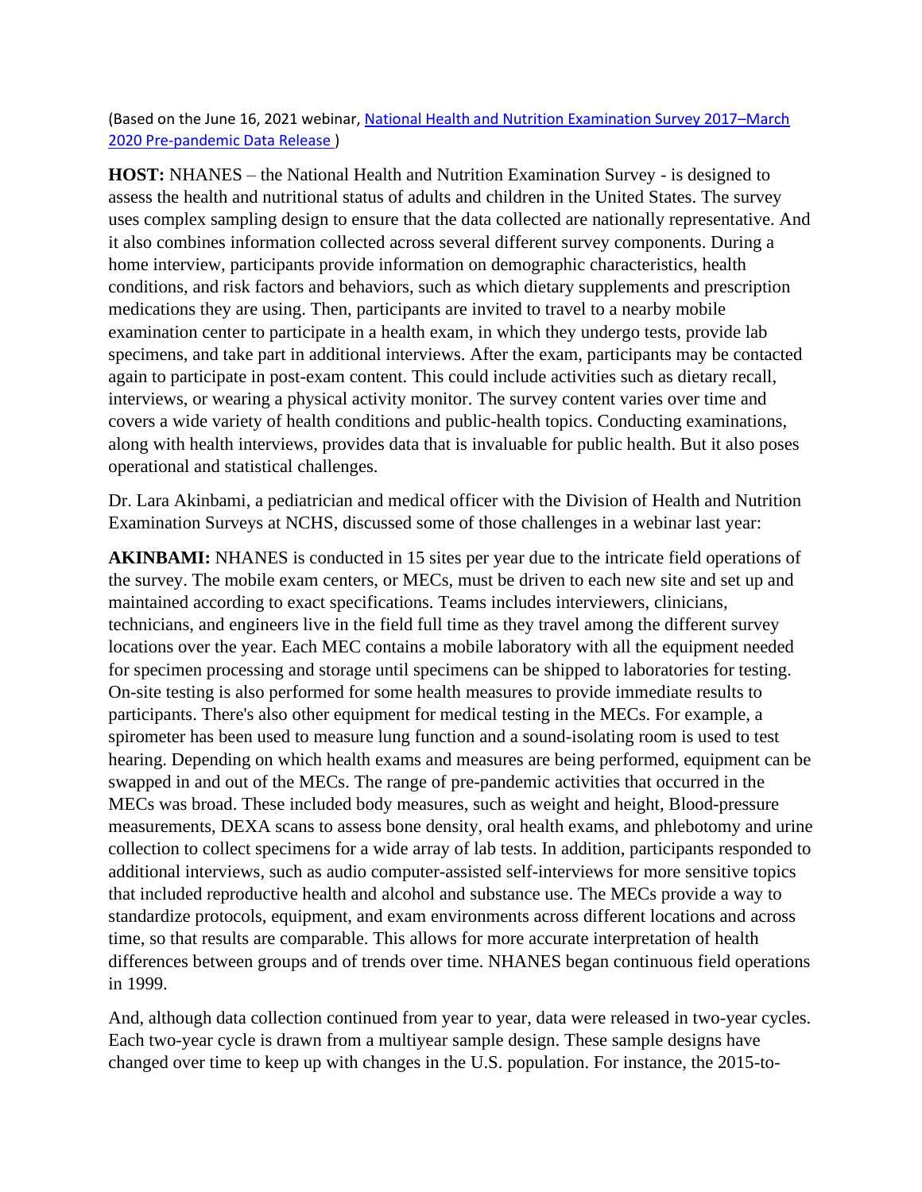(Based on the June 16, 2021 webinar, [National Health and Nutrition Examination Survey 2017–March 2020 Pre-pandemic Data Release ](#))

**HOST:** NHANES – the National Health and Nutrition Examination Survey - is designed to assess the health and nutritional status of adults and children in the United States. The survey uses complex sampling design to ensure that the data collected are nationally representative. And it also combines information collected across several different survey components. During a home interview, participants provide information on demographic characteristics, health conditions, and risk factors and behaviors, such as which dietary supplements and prescription medications they are using. Then, participants are invited to travel to a nearby mobile examination center to participate in a health exam, in which they undergo tests, provide lab specimens, and take part in additional interviews. After the exam, participants may be contacted again to participate in post-exam content. This could include activities such as dietary recall, interviews, or wearing a physical activity monitor. The survey content varies over time and covers a wide variety of health conditions and public-health topics. Conducting examinations, along with health interviews, provides data that is invaluable for public health. But it also poses operational and statistical challenges.

Dr. Lara Akinbami, a pediatrician and medical officer with the Division of Health and Nutrition Examination Surveys at NCHS, discussed some of those challenges in a webinar last year:

**AKINBAMI:** NHANES is conducted in 15 sites per year due to the intricate field operations of the survey. The mobile exam centers, or MECs, must be driven to each new site and set up and maintained according to exact specifications. Teams includes interviewers, clinicians, technicians, and engineers live in the field full time as they travel among the different survey locations over the year. Each MEC contains a mobile laboratory with all the equipment needed for specimen processing and storage until specimens can be shipped to laboratories for testing. On-site testing is also performed for some health measures to provide immediate results to participants. There's also other equipment for medical testing in the MECs. For example, a spirometer has been used to measure lung function and a sound-isolating room is used to test hearing. Depending on which health exams and measures are being performed, equipment can be swapped in and out of the MECs. The range of pre-pandemic activities that occurred in the MECs was broad. These included body measures, such as weight and height, Blood-pressure measurements, DEXA scans to assess bone density, oral health exams, and phlebotomy and urine collection to collect specimens for a wide array of lab tests. In addition, participants responded to additional interviews, such as audio computer-assisted self-interviews for more sensitive topics that included reproductive health and alcohol and substance use. The MECs provide a way to standardize protocols, equipment, and exam environments across different locations and across time, so that results are comparable. This allows for more accurate interpretation of health differences between groups and of trends over time. NHANES began continuous field operations in 1999.

And, although data collection continued from year to year, data were released in two-year cycles. Each two-year cycle is drawn from a multiyear sample design. These sample designs have changed over time to keep up with changes in the U.S. population. For instance, the 2015-to-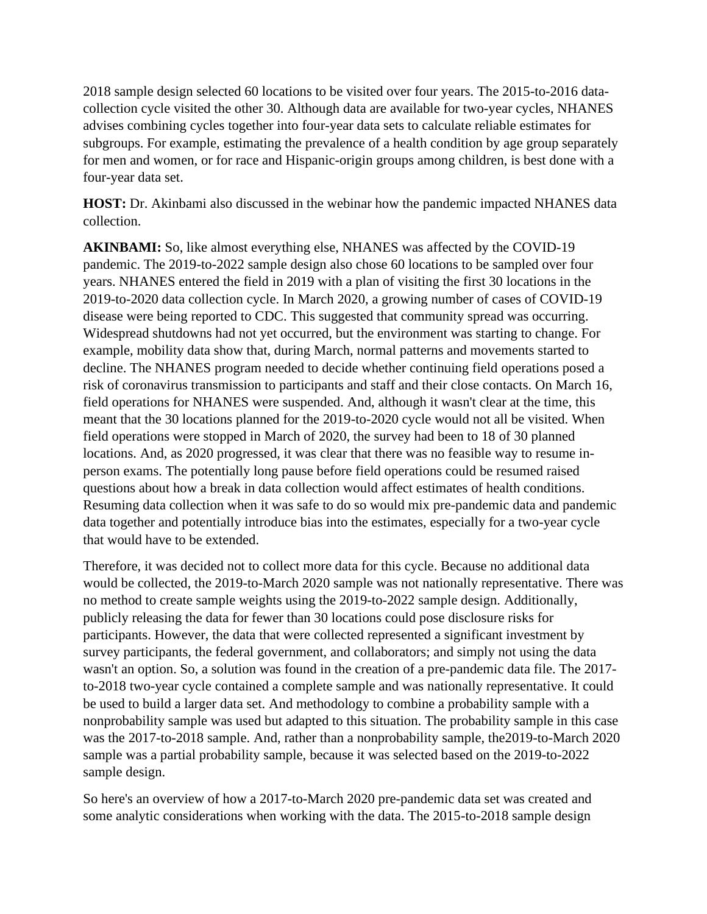2018 sample design selected 60 locations to be visited over four years. The 2015-to-2016 data-collection cycle visited the other 30. Although data are available for two-year cycles, NHANES advises combining cycles together into four-year data sets to calculate reliable estimates for subgroups. For example, estimating the prevalence of a health condition by age group separately for men and women, or for race and Hispanic-origin groups among children, is best done with a four-year data set.

**HOST:** Dr. Akinbami also discussed in the webinar how the pandemic impacted NHANES data collection.

**AKINBAMI:** So, like almost everything else, NHANES was affected by the COVID-19 pandemic. The 2019-to-2022 sample design also chose 60 locations to be sampled over four years. NHANES entered the field in 2019 with a plan of visiting the first 30 locations in the 2019-to-2020 data collection cycle. In March 2020, a growing number of cases of COVID-19 disease were being reported to CDC. This suggested that community spread was occurring. Widespread shutdowns had not yet occurred, but the environment was starting to change. For example, mobility data show that, during March, normal patterns and movements started to decline. The NHANES program needed to decide whether continuing field operations posed a risk of coronavirus transmission to participants and staff and their close contacts. On March 16, field operations for NHANES were suspended. And, although it wasn't clear at the time, this meant that the 30 locations planned for the 2019-to-2020 cycle would not all be visited. When field operations were stopped in March of 2020, the survey had been to 18 of 30 planned locations. And, as 2020 progressed, it was clear that there was no feasible way to resume in-person exams. The potentially long pause before field operations could be resumed raised questions about how a break in data collection would affect estimates of health conditions. Resuming data collection when it was safe to do so would mix pre-pandemic data and pandemic data together and potentially introduce bias into the estimates, especially for a two-year cycle that would have to be extended.

Therefore, it was decided not to collect more data for this cycle. Because no additional data would be collected, the 2019-to-March 2020 sample was not nationally representative. There was no method to create sample weights using the 2019-to-2022 sample design. Additionally, publicly releasing the data for fewer than 30 locations could pose disclosure risks for participants. However, the data that were collected represented a significant investment by survey participants, the federal government, and collaborators; and simply not using the data wasn't an option. So, a solution was found in the creation of a pre-pandemic data file. The 2017-to-2018 two-year cycle contained a complete sample and was nationally representative. It could be used to build a larger data set. And methodology to combine a probability sample with a nonprobability sample was used but adapted to this situation. The probability sample in this case was the 2017-to-2018 sample. And, rather than a nonprobability sample, the2019-to-March 2020 sample was a partial probability sample, because it was selected based on the 2019-to-2022 sample design.

So here's an overview of how a 2017-to-March 2020 pre-pandemic data set was created and some analytic considerations when working with the data. The 2015-to-2018 sample design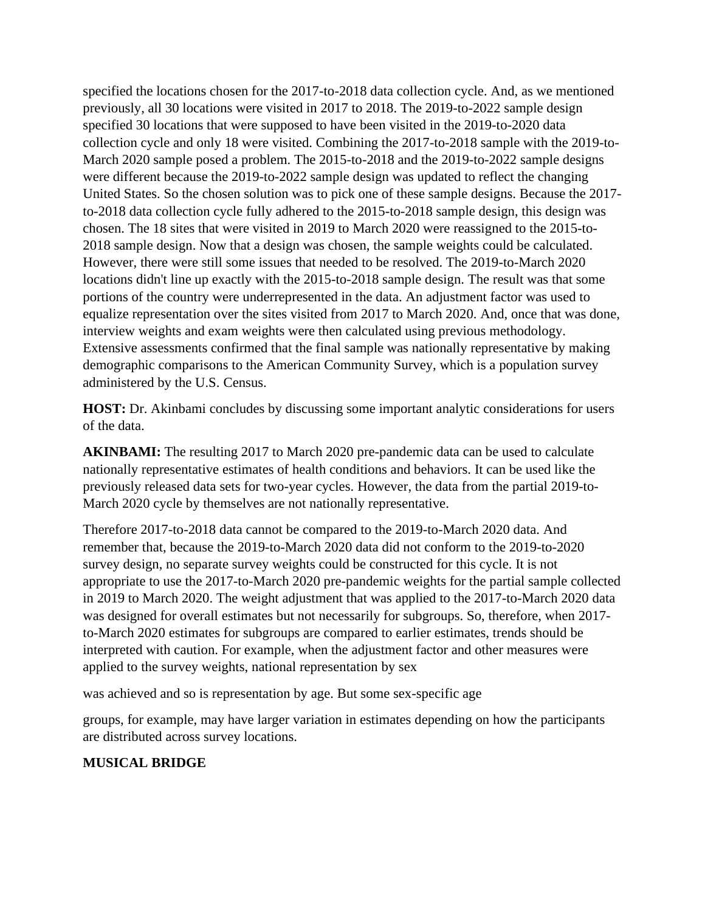specified the locations chosen for the 2017-to-2018 data collection cycle. And, as we mentioned previously, all 30 locations were visited in 2017 to 2018. The 2019-to-2022 sample design specified 30 locations that were supposed to have been visited in the 2019-to-2020 data collection cycle and only 18 were visited. Combining the 2017-to-2018 sample with the 2019-to-March 2020 sample posed a problem. The 2015-to-2018 and the 2019-to-2022 sample designs were different because the 2019-to-2022 sample design was updated to reflect the changing United States. So the chosen solution was to pick one of these sample designs. Because the 2017-to-2018 data collection cycle fully adhered to the 2015-to-2018 sample design, this design was chosen. The 18 sites that were visited in 2019 to March 2020 were reassigned to the 2015-to-2018 sample design. Now that a design was chosen, the sample weights could be calculated. However, there were still some issues that needed to be resolved. The 2019-to-March 2020 locations didn't line up exactly with the 2015-to-2018 sample design. The result was that some portions of the country were underrepresented in the data. An adjustment factor was used to equalize representation over the sites visited from 2017 to March 2020. And, once that was done, interview weights and exam weights were then calculated using previous methodology. Extensive assessments confirmed that the final sample was nationally representative by making demographic comparisons to the American Community Survey, which is a population survey administered by the U.S. Census.

**HOST:** Dr. Akinbami concludes by discussing some important analytic considerations for users of the data.

**AKINBAMI:** The resulting 2017 to March 2020 pre-pandemic data can be used to calculate nationally representative estimates of health conditions and behaviors. It can be used like the previously released data sets for two-year cycles. However, the data from the partial 2019-to-March 2020 cycle by themselves are not nationally representative.

Therefore 2017-to-2018 data cannot be compared to the 2019-to-March 2020 data. And remember that, because the 2019-to-March 2020 data did not conform to the 2019-to-2020 survey design, no separate survey weights could be constructed for this cycle. It is not appropriate to use the 2017-to-March 2020 pre-pandemic weights for the partial sample collected in 2019 to March 2020. The weight adjustment that was applied to the 2017-to-March 2020 data was designed for overall estimates but not necessarily for subgroups. So, therefore, when 2017-to-March 2020 estimates for subgroups are compared to earlier estimates, trends should be interpreted with caution. For example, when the adjustment factor and other measures were applied to the survey weights, national representation by sex

was achieved and so is representation by age. But some sex-specific age

groups, for example, may have larger variation in estimates depending on how the participants are distributed across survey locations.

**MUSICAL BRIDGE**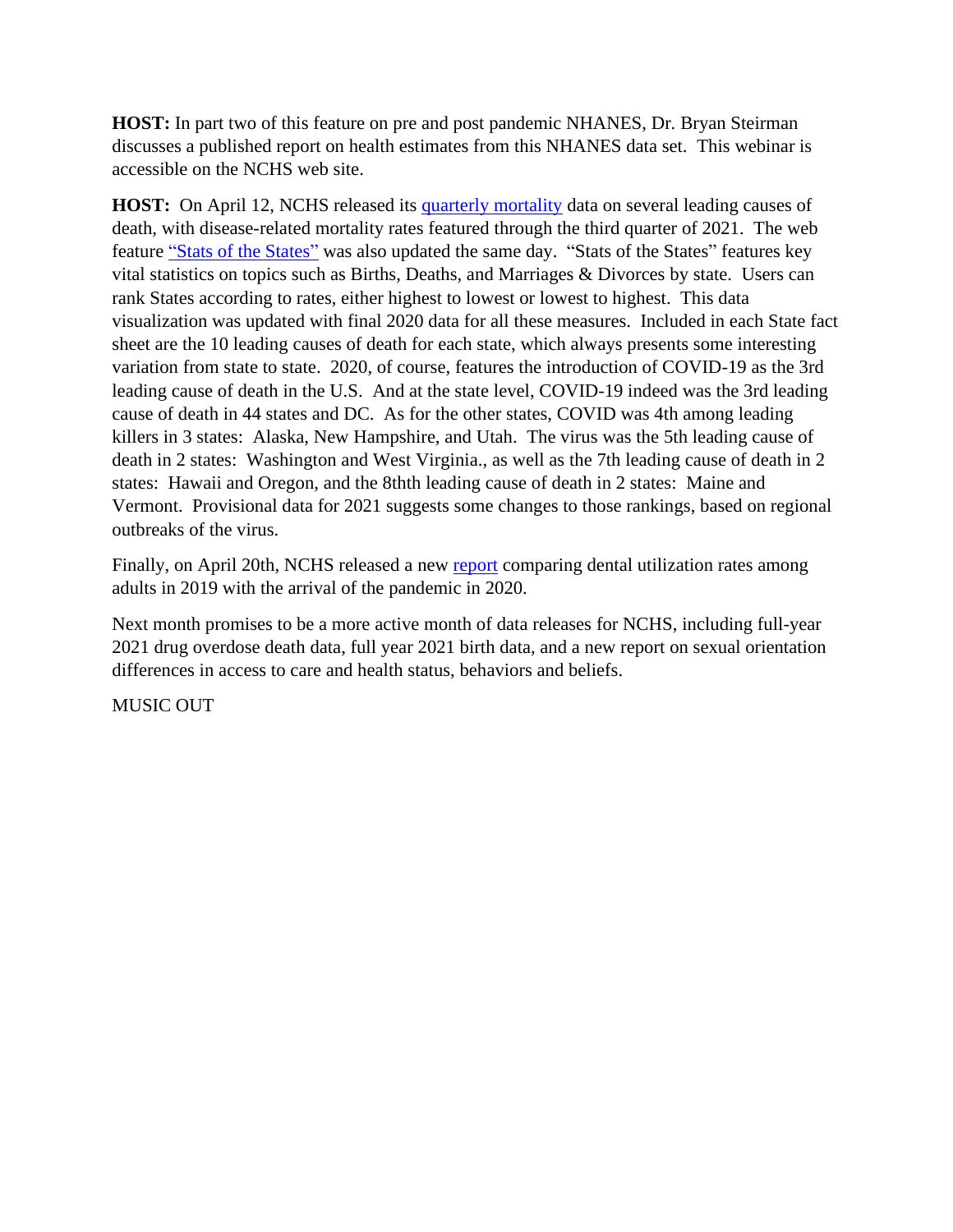**HOST:** In part two of this feature on pre and post pandemic NHANES, Dr. Bryan Steirman discusses a published report on health estimates from this NHANES data set. This webinar is accessible on the NCHS web site.

**HOST:** On April 12, NCHS released its quarterly mortality data on several leading causes of death, with disease-related mortality rates featured through the third quarter of 2021. The web feature "Stats of the States" was also updated the same day. "Stats of the States" features key vital statistics on topics such as Births, Deaths, and Marriages & Divorces by state. Users can rank States according to rates, either highest to lowest or lowest to highest. This data visualization was updated with final 2020 data for all these measures. Included in each State fact sheet are the 10 leading causes of death for each state, which always presents some interesting variation from state to state. 2020, of course, features the introduction of COVID-19 as the 3rd leading cause of death in the U.S. And at the state level, COVID-19 indeed was the 3rd leading cause of death in 44 states and DC. As for the other states, COVID was 4th among leading killers in 3 states: Alaska, New Hampshire, and Utah. The virus was the 5th leading cause of death in 2 states: Washington and West Virginia., as well as the 7th leading cause of death in 2 states: Hawaii and Oregon, and the 8thth leading cause of death in 2 states: Maine and Vermont. Provisional data for 2021 suggests some changes to those rankings, based on regional outbreaks of the virus.

Finally, on April 20th, NCHS released a new report comparing dental utilization rates among adults in 2019 with the arrival of the pandemic in 2020.

Next month promises to be a more active month of data releases for NCHS, including full-year 2021 drug overdose death data, full year 2021 birth data, and a new report on sexual orientation differences in access to care and health status, behaviors and beliefs.

MUSIC OUT